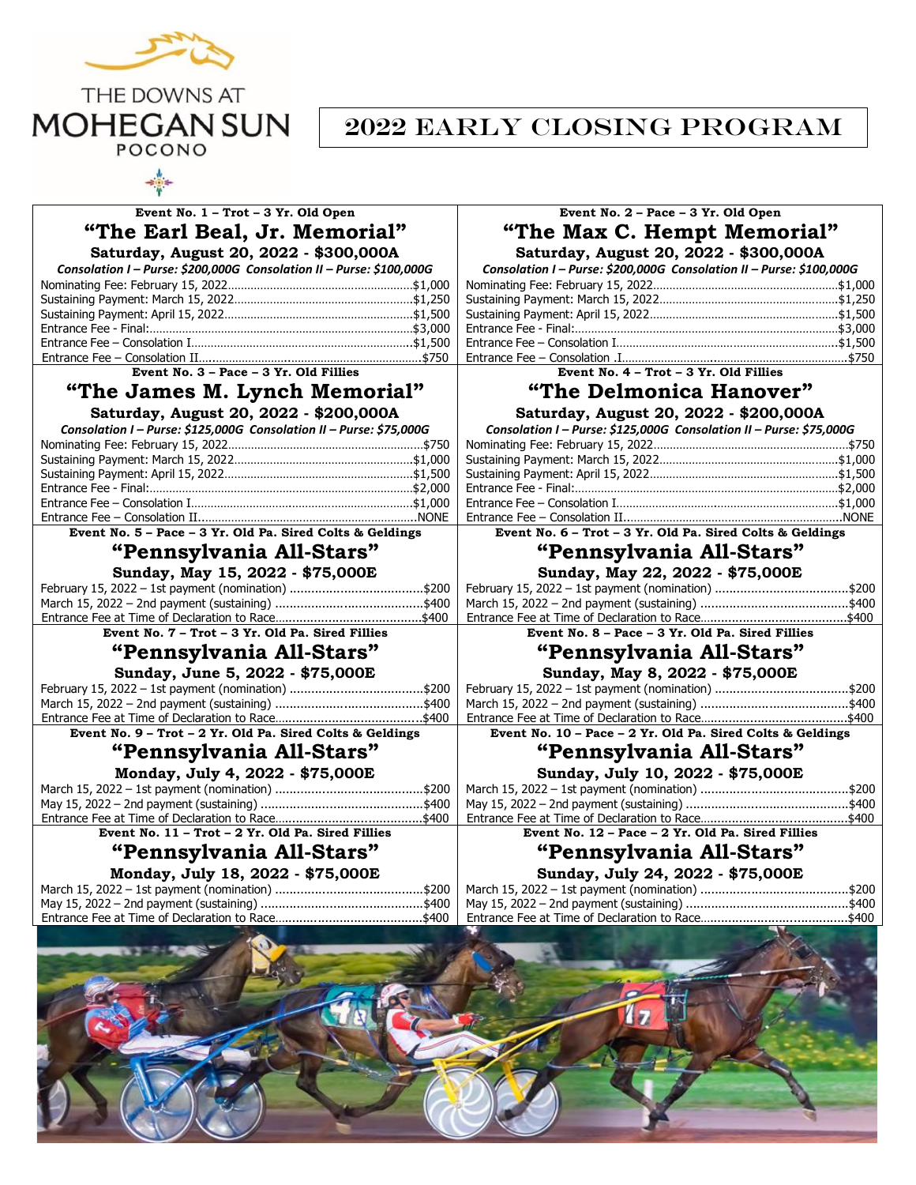THE DOWNS AT MOHEGAN SUN POCONO

# 2022 EARLY CLOSING PROGRAM

**Event No. 1 – Trot – 3 Yr. Old Open**

## "The Earl Beal, Jr. Memorial"

**Saturday, August 20, 2022 - $300,000A**

*Consolation I – Purse: $200,000G Consolation II – Purse: $100,000G*

| | |
|---|---|
| Nominating Fee: February 15, 2022 | $1,000 |
| Sustaining Payment: March 15, 2022 | $1,250 |
| Sustaining Payment: April 15, 2022 | $1,500 |
| Entrance Fee - Final: | $3,000 |
| Entrance Fee – Consolation I | $1,500 |
| Entrance Fee – Consolation II | $750 |

**Event No. 2 – Pace – 3 Yr. Old Open**

## "The Max C. Hempt Memorial"

**Saturday, August 20, 2022 - $300,000A**

*Consolation I – Purse: $200,000G Consolation II – Purse: $100,000G*

| | |
|---|---|
| Nominating Fee: February 15, 2022 | $1,000 |
| Sustaining Payment: March 15, 2022 | $1,250 |
| Sustaining Payment: April 15, 2022 | $1,500 |
| Entrance Fee - Final: | $3,000 |
| Entrance Fee – Consolation I | $1,500 |
| Entrance Fee – Consolation II | $750 |

**Event No. 3 – Pace – 3 Yr. Old Fillies**

## "The James M. Lynch Memorial"

**Saturday, August 20, 2022 - $200,000A**

*Consolation I – Purse: $125,000G Consolation II – Purse: $75,000G*

| | |
|---|---|
| Nominating Fee: February 15, 2022 | $750 |
| Sustaining Payment: March 15, 2022 | $1,000 |
| Sustaining Payment: April 15, 2022 | $1,500 |
| Entrance Fee - Final: | $2,000 |
| Entrance Fee – Consolation I | $1,000 |
| Entrance Fee – Consolation II | NONE |

**Event No. 4 – Trot – 3 Yr. Old Fillies**

## "The Delmonica Hanover"

**Saturday, August 20, 2022 - $200,000A**

*Consolation I – Purse: $125,000G Consolation II – Purse: $75,000G*

| | |
|---|---|
| Nominating Fee: February 15, 2022 | $750 |
| Sustaining Payment: March 15, 2022 | $1,000 |
| Sustaining Payment: April 15, 2022 | $1,500 |
| Entrance Fee - Final: | $2,000 |
| Entrance Fee – Consolation .I | $1,000 |
| Entrance Fee – Consolation II | NONE |

**Event No. 5 – Pace – 3 Yr. Old Pa. Sired Colts & Geldings**

## "Pennsylvania All-Stars"

**Sunday, May 15, 2022 - $75,000E**

| | |
|---|---|
| February 15, 2022 – 1st payment (nomination) | $200 |
| March 15, 2022 – 2nd payment (sustaining) | $400 |
| Entrance Fee at Time of Declaration to Race | $400 |

**Event No. 6 – Trot – 3 Yr. Old Pa. Sired Colts & Geldings**

## "Pennsylvania All-Stars"

**Sunday, May 22, 2022 - $75,000E**

| | |
|---|---|
| February 15, 2022 – 1st payment (nomination) | $200 |
| March 15, 2022 – 2nd payment (sustaining) | $400 |
| Entrance Fee at Time of Declaration to Race | $400 |

**Event No. 7 – Trot – 3 Yr. Old Pa. Sired Fillies**

## "Pennsylvania All-Stars"

**Sunday, June 5, 2022 - $75,000E**

| | |
|---|---|
| February 15, 2022 – 1st payment (nomination) | $200 |
| March 15, 2022 – 2nd payment (sustaining) | $400 |
| Entrance Fee at Time of Declaration to Race | $400 |

**Event No. 8 – Pace – 3 Yr. Old Pa. Sired Fillies**

## "Pennsylvania All-Stars"

**Sunday, May 8, 2022 - $75,000E**

| | |
|---|---|
| February 15, 2022 – 1st payment (nomination) | $200 |
| March 15, 2022 – 2nd payment (sustaining) | $400 |
| Entrance Fee at Time of Declaration to Race | $400 |

**Event No. 9 – Trot – 2 Yr. Old Pa. Sired Colts & Geldings**

## "Pennsylvania All-Stars"

**Monday, July 4, 2022 - $75,000E**

| | |
|---|---|
| March 15, 2022 – 1st payment (nomination) | $200 |
| May 15, 2022 – 2nd payment (sustaining) | $400 |
| Entrance Fee at Time of Declaration to Race | $400 |

**Event No. 10 – Pace – 2 Yr. Old Pa. Sired Colts & Geldings**

## "Pennsylvania All-Stars"

**Sunday, July 10, 2022 - $75,000E**

| | |
|---|---|
| March 15, 2022 – 1st payment (nomination) | $200 |
| May 15, 2022 – 2nd payment (sustaining) | $400 |
| Entrance Fee at Time of Declaration to Race | $400 |

**Event No. 11 – Trot – 2 Yr. Old Pa. Sired Fillies**

## "Pennsylvania All-Stars"

**Monday, July 18, 2022 - $75,000E**

| | |
|---|---|
| March 15, 2022 – 1st payment (nomination) | $200 |
| May 15, 2022 – 2nd payment (sustaining) | $400 |
| Entrance Fee at Time of Declaration to Race | $400 |

**Event No. 12 – Pace – 2 Yr. Old Pa. Sired Fillies**

## "Pennsylvania All-Stars"

**Sunday, July 24, 2022 - $75,000E**

| | |
|---|---|
| March 15, 2022 – 1st payment (nomination) | $200 |
| May 15, 2022 – 2nd payment (sustaining) | $400 |
| Entrance Fee at Time of Declaration to Race | $400 |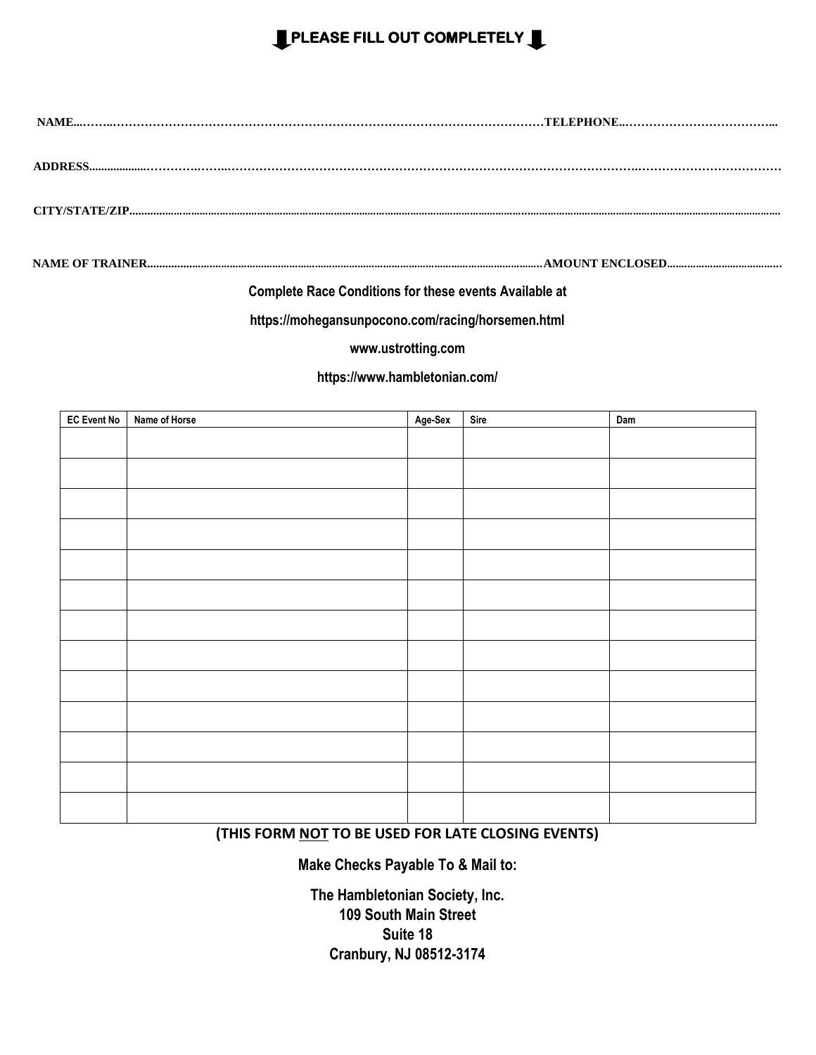## ⬇ PLEASE FILL OUT COMPLETELY ⬇

**NAME**...........................................................................................................**TELEPHONE**.........................................

**ADDRESS**..........................................................................................................................................................................

**CITY/STATE/ZIP**.................................................................................................................................................................

**NAME OF TRAINER**.....................................................................................................**AMOUNT ENCLOSED**.......................................

**Complete Race Conditions for these events Available at**

**https://mohegansunpocono.com/racing/horsemen.html**

**www.ustrotting.com**

**https://www.hambletonian.com/**

| EC Event No | Name of Horse | Age-Sex | Sire | Dam |
|---|---|---|---|---|
| | | | | |
| | | | | |
| | | | | |
| | | | | |
| | | | | |
| | | | | |
| | | | | |
| | | | | |
| | | | | |
| | | | | |
| | | | | |
| | | | | |
| | | | | |

**(THIS FORM NOT TO BE USED FOR LATE CLOSING EVENTS)**

**Make Checks Payable To & Mail to:**

**The Hambletonian Society, Inc.**
**109 South Main Street**
**Suite 18**
**Cranbury, NJ 08512-3174**